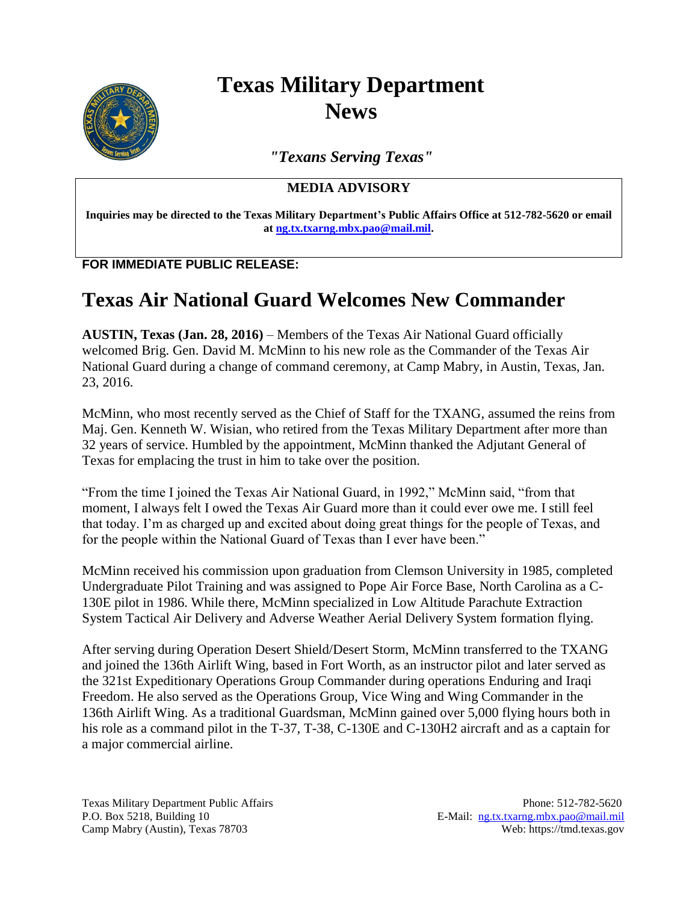# Texas Military Department News

*"Texans Serving Texas"*

**MEDIA ADVISORY**

**Inquiries may be directed to the Texas Military Department's Public Affairs Office at 512-782-5620 or email at [ng.tx.txarng.mbx.pao@mail.mil](mailto:ng.tx.txarng.mbx.pao@mail.mil).**

**FOR IMMEDIATE PUBLIC RELEASE:**

## Texas Air National Guard Welcomes New Commander

**AUSTIN, Texas (Jan. 28, 2016)** – Members of the Texas Air National Guard officially welcomed Brig. Gen. David M. McMinn to his new role as the Commander of the Texas Air National Guard during a change of command ceremony, at Camp Mabry, in Austin, Texas, Jan. 23, 2016.

McMinn, who most recently served as the Chief of Staff for the TXANG, assumed the reins from Maj. Gen. Kenneth W. Wisian, who retired from the Texas Military Department after more than 32 years of service. Humbled by the appointment, McMinn thanked the Adjutant General of Texas for emplacing the trust in him to take over the position.

"From the time I joined the Texas Air National Guard, in 1992," McMinn said, "from that moment, I always felt I owed the Texas Air Guard more than it could ever owe me. I still feel that today. I'm as charged up and excited about doing great things for the people of Texas, and for the people within the National Guard of Texas than I ever have been."

McMinn received his commission upon graduation from Clemson University in 1985, completed Undergraduate Pilot Training and was assigned to Pope Air Force Base, North Carolina as a C-130E pilot in 1986. While there, McMinn specialized in Low Altitude Parachute Extraction System Tactical Air Delivery and Adverse Weather Aerial Delivery System formation flying.

After serving during Operation Desert Shield/Desert Storm, McMinn transferred to the TXANG and joined the 136th Airlift Wing, based in Fort Worth, as an instructor pilot and later served as the 321st Expeditionary Operations Group Commander during operations Enduring and Iraqi Freedom. He also served as the Operations Group, Vice Wing and Wing Commander in the 136th Airlift Wing. As a traditional Guardsman, McMinn gained over 5,000 flying hours both in his role as a command pilot in the T-37, T-38, C-130E and C-130H2 aircraft and as a captain for a major commercial airline.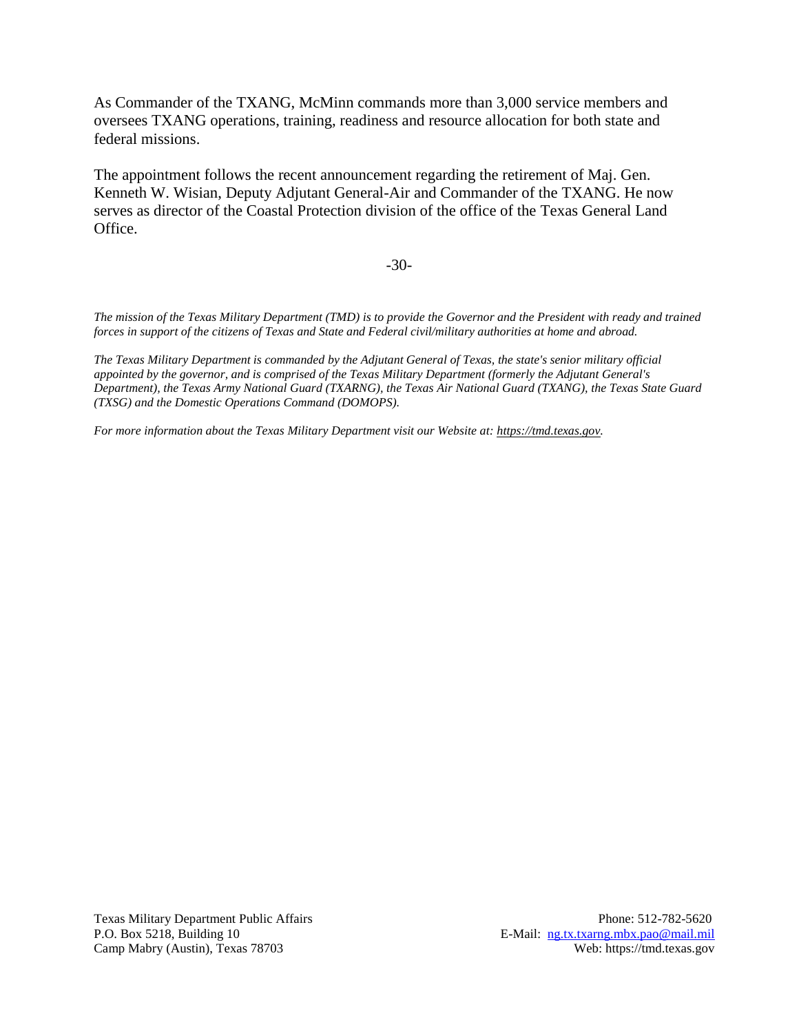As Commander of the TXANG, McMinn commands more than 3,000 service members and oversees TXANG operations, training, readiness and resource allocation for both state and federal missions.

The appointment follows the recent announcement regarding the retirement of Maj. Gen. Kenneth W. Wisian, Deputy Adjutant General-Air and Commander of the TXANG. He now serves as director of the Coastal Protection division of the office of the Texas General Land Office.

-30-

*The mission of the Texas Military Department (TMD) is to provide the Governor and the President with ready and trained forces in support of the citizens of Texas and State and Federal civil/military authorities at home and abroad.*

*The Texas Military Department is commanded by the Adjutant General of Texas, the state's senior military official appointed by the governor, and is comprised of the Texas Military Department (formerly the Adjutant General's Department), the Texas Army National Guard (TXARNG), the Texas Air National Guard (TXANG), the Texas State Guard (TXSG) and the Domestic Operations Command (DOMOPS).*

*For more information about the Texas Military Department visit our Website at: https://tmd.texas.gov.*

Texas Military Department Public Affairs
P.O. Box 5218, Building 10
Camp Mabry (Austin), Texas 78703

Phone: 512-782-5620
E-Mail: ng.tx.txarng.mbx.pao@mail.mil
Web: https://tmd.texas.gov